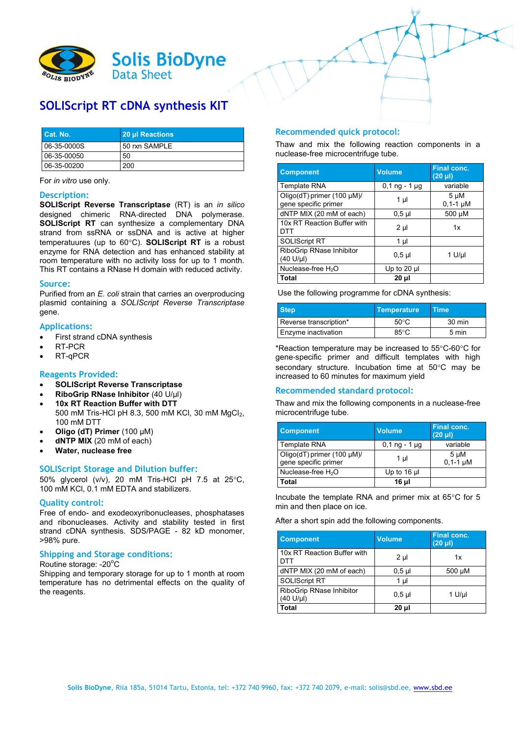# Solis BioDyne
## Data Sheet

# SOLIScript RT cDNA synthesis KIT

| Cat. No. | 20 µl Reactions |
|---|---|
| 06-35-0000S | 50 rxn SAMPLE |
| 06-35-00050 | 50 |
| 06-35-00200 | 200 |

For *in vitro* use only.

## Description:

**SOLIScript Reverse Transcriptase** (RT) is an *in silico* designed chimeric RNA-directed DNA polymerase. **SOLIScript RT** can synthesize a complementary DNA strand from ssRNA or ssDNA and is active at higher temperatuures (up to 60°C). **SOLIScript RT** is a robust enzyme for RNA detection and has enhanced stability at room temperature with no activity loss for up to 1 month. This RT contains a RNase H domain with reduced activity.

## Source:

Purified from an *E. coli* strain that carries an overproducing plasmid containing a *SOLIScript Reverse Transcriptase* gene.

## Applications:

- First strand cDNA synthesis
- RT-PCR
- RT-qPCR

## Reagents Provided:

- **SOLIScript Reverse Transcriptase**
- **RiboGrip RNase Inhibitor** (40 U/µl)
- **10x RT Reaction Buffer with DTT**
  500 mM Tris-HCl pH 8.3, 500 mM KCl, 30 mM $MgCl_2$, 100 mM DTT
- **Oligo (dT) Primer** (100 µM)
- **dNTP MIX** (20 mM of each)
- **Water, nuclease free**

## SOLIScript Storage and Dilution buffer:

50% glycerol (v/v), 20 mM Tris-HCl pH 7.5 at 25°C, 100 mM KCl, 0.1 mM EDTA and stabilizers.

## Quality control:

Free of endo- and exodeoxyribonucleases, phosphatases and ribonucleases. Activity and stability tested in first strand cDNA synthesis. SDS/PAGE - 82 kD monomer, >98% pure.

## Shipping and Storage conditions:

Routine storage: -20°C

Shipping and temporary storage for up to 1 month at room temperature has no detrimental effects on the quality of the reagents.

## Recommended quick protocol:

Thaw and mix the following reaction components in a nuclease-free microcentrifuge tube.

| Component | Volume | Final conc. (20 µl) |
|---|---|---|
| Template RNA | 0,1 ng - 1 µg | variable |
| Oligo(dT) primer (100 µM)/ gene specific primer | 1 µl | 5 µM 0,1-1 µM |
| dNTP MIX (20 mM of each) | 0,5 µl | 500 µM |
| 10x RT Reaction Buffer with DTT | 2 µl | 1x |
| SOLIScript RT | 1 µl | |
| RiboGrip RNase Inhibitor (40 U/µl) | 0,5 µl | 1 U/µl |
| Nuclease-free $H_2O$ | Up to 20 µl | |
| **Total** | **20 µl** | |

Use the following programme for cDNA synthesis:

| Step | Temperature | Time |
|---|---|---|
| Reverse transcription* | 50°C | 30 min |
| Enzyme inactivation | 85°C | 5 min |

*Reaction temperature may be increased to 55°C-60°C for gene-specific primer and difficult templates with high secondary structure. Incubation time at 50°C may be increased to 60 minutes for maximum yield

## Recommended standard protocol:

Thaw and mix the following components in a nuclease-free microcentrifuge tube.

| Component | Volume | Final conc. (20 µl) |
|---|---|---|
| Template RNA | 0,1 ng - 1 µg | variable |
| Oligo(dT) primer (100 µM)/ gene specific primer | 1 µl | 5 µM 0,1-1 µM |
| Nuclease-free $H_2O$ | Up to 16 µl | |
| **Total** | **16 µl** | |

Incubate the template RNA and primer mix at 65°C for 5 min and then place on ice.

After a short spin add the following components.

| Component | Volume | Final conc. (20 µl) |
|---|---|---|
| 10x RT Reaction Buffer with DTT | 2 µl | 1x |
| dNTP MIX (20 mM of each) | 0,5 µl | 500 µM |
| SOLIScript RT | 1 µl | |
| RiboGrip RNase Inhibitor (40 U/µl) | 0,5 µl | 1 U/µl |
| **Total** | **20 µl** | |

**Solis BioDyne**, Riia 185a, 51014 Tartu, Estonia, tel: +372 740 9960, fax: +372 740 2079, e-mail: solis@sbd.ee, www.sbd.ee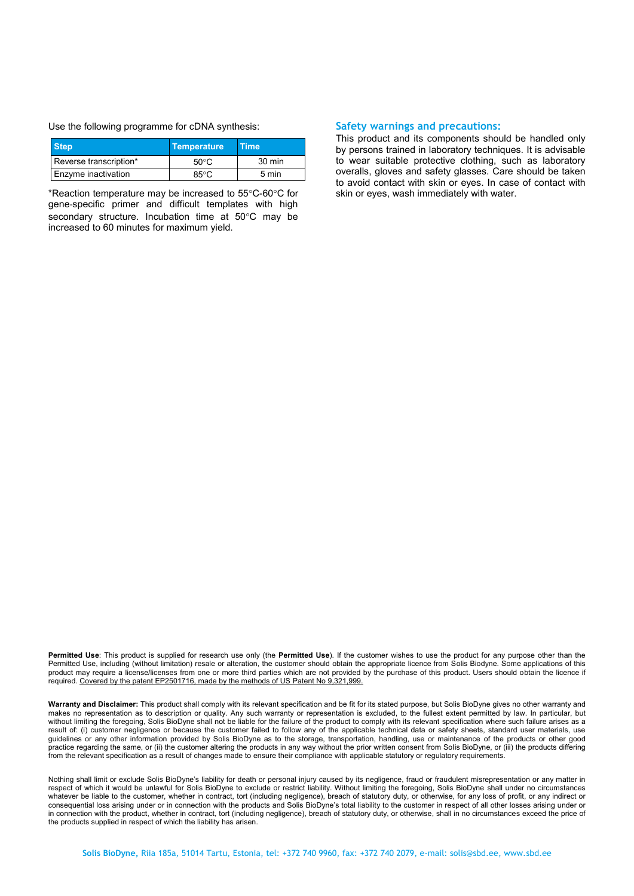Use the following programme for cDNA synthesis:

| Step | Temperature | Time |
|---|---|---|
| Reverse transcription* | 50°C | 30 min |
| Enzyme inactivation | 85°C | 5 min |

*Reaction temperature may be increased to 55°C-60°C for gene-specific primer and difficult templates with high secondary structure. Incubation time at 50°C may be increased to 60 minutes for maximum yield.

## Safety warnings and precautions:

This product and its components should be handled only by persons trained in laboratory techniques. It is advisable to wear suitable protective clothing, such as laboratory overalls, gloves and safety glasses. Care should be taken to avoid contact with skin or eyes. In case of contact with skin or eyes, wash immediately with water.

**Permitted Use**: This product is supplied for research use only (the **Permitted Use**). If the customer wishes to use the product for any purpose other than the Permitted Use, including (without limitation) resale or alteration, the customer should obtain the appropriate licence from Solis Biodyne. Some applications of this product may require a license/licenses from one or more third parties which are not provided by the purchase of this product. Users should obtain the licence if required. Covered by the patent EP2501716, made by the methods of US Patent No 9,321,999.

**Warranty and Disclaimer:** This product shall comply with its relevant specification and be fit for its stated purpose, but Solis BioDyne gives no other warranty and makes no representation as to description or quality. Any such warranty or representation is excluded, to the fullest extent permitted by law. In particular, but without limiting the foregoing, Solis BioDyne shall not be liable for the failure of the product to comply with its relevant specification where such failure arises as a result of: (i) customer negligence or because the customer failed to follow any of the applicable technical data or safety sheets, standard user materials, use guidelines or any other information provided by Solis BioDyne as to the storage, transportation, handling, use or maintenance of the products or other good practice regarding the same, or (ii) the customer altering the products in any way without the prior written consent from Solis BioDyne, or (iii) the products differing from the relevant specification as a result of changes made to ensure their compliance with applicable statutory or regulatory requirements.

Nothing shall limit or exclude Solis BioDyne's liability for death or personal injury caused by its negligence, fraud or fraudulent misrepresentation or any matter in respect of which it would be unlawful for Solis BioDyne to exclude or restrict liability. Without limiting the foregoing, Solis BioDyne shall under no circumstances whatever be liable to the customer, whether in contract, tort (including negligence), breach of statutory duty, or otherwise, for any loss of profit, or any indirect or consequential loss arising under or in connection with the products and Solis BioDyne's total liability to the customer in respect of all other losses arising under or in connection with the product, whether in contract, tort (including negligence), breach of statutory duty, or otherwise, shall in no circumstances exceed the price of the products supplied in respect of which the liability has arisen.

**Solis BioDyne,** Riia 185a, 51014 Tartu, Estonia, tel: +372 740 9960, fax: +372 740 2079, e-mail: solis@sbd.ee, www.sbd.ee